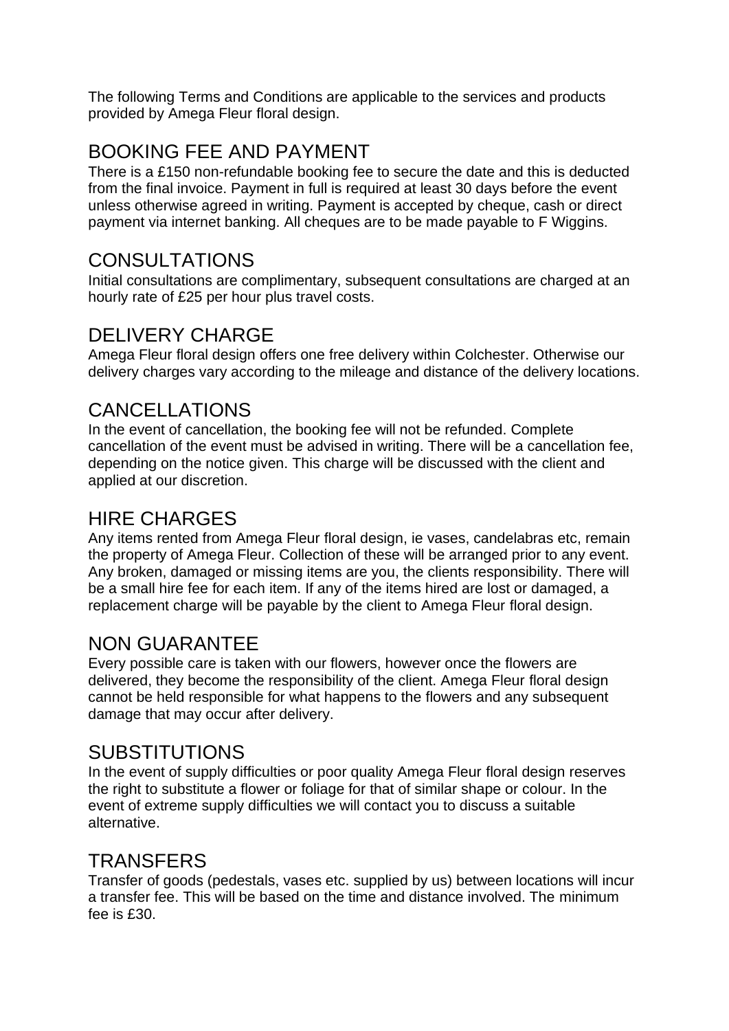The following Terms and Conditions are applicable to the services and products provided by Amega Fleur floral design.

## BOOKING FEE AND PAYMENT

There is a £150 non-refundable booking fee to secure the date and this is deducted from the final invoice. Payment in full is required at least 30 days before the event unless otherwise agreed in writing. Payment is accepted by cheque, cash or direct payment via internet banking. All cheques are to be made payable to F Wiggins.

## CONSULTATIONS

Initial consultations are complimentary, subsequent consultations are charged at an hourly rate of £25 per hour plus travel costs.

## DELIVERY CHARGE

Amega Fleur floral design offers one free delivery within Colchester. Otherwise our delivery charges vary according to the mileage and distance of the delivery locations.

## CANCELLATIONS

In the event of cancellation, the booking fee will not be refunded. Complete cancellation of the event must be advised in writing. There will be a cancellation fee, depending on the notice given. This charge will be discussed with the client and applied at our discretion.

## HIRE CHARGES

Any items rented from Amega Fleur floral design, ie vases, candelabras etc, remain the property of Amega Fleur. Collection of these will be arranged prior to any event. Any broken, damaged or missing items are you, the clients responsibility. There will be a small hire fee for each item. If any of the items hired are lost or damaged, a replacement charge will be payable by the client to Amega Fleur floral design.

## NON GUARANTEE

Every possible care is taken with our flowers, however once the flowers are delivered, they become the responsibility of the client. Amega Fleur floral design cannot be held responsible for what happens to the flowers and any subsequent damage that may occur after delivery.

## SUBSTITUTIONS

In the event of supply difficulties or poor quality Amega Fleur floral design reserves the right to substitute a flower or foliage for that of similar shape or colour. In the event of extreme supply difficulties we will contact you to discuss a suitable alternative.

## TRANSFERS

Transfer of goods (pedestals, vases etc. supplied by us) between locations will incur a transfer fee. This will be based on the time and distance involved. The minimum fee is £30.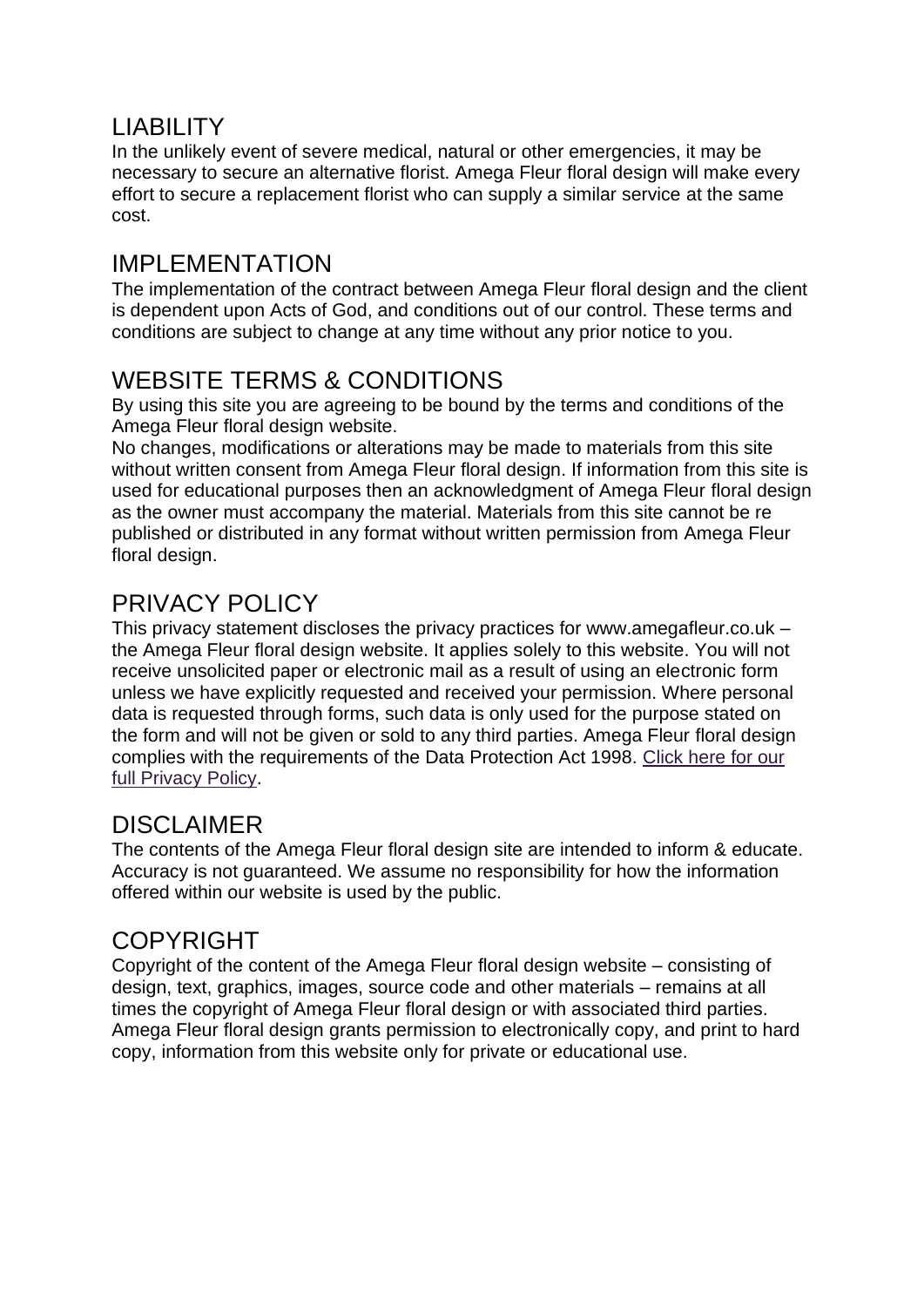## LIABILITY

In the unlikely event of severe medical, natural or other emergencies, it may be necessary to secure an alternative florist. Amega Fleur floral design will make every effort to secure a replacement florist who can supply a similar service at the same cost.

## IMPLEMENTATION

The implementation of the contract between Amega Fleur floral design and the client is dependent upon Acts of God, and conditions out of our control. These terms and conditions are subject to change at any time without any prior notice to you.

## WEBSITE TERMS & CONDITIONS

By using this site you are agreeing to be bound by the terms and conditions of the Amega Fleur floral design website.

No changes, modifications or alterations may be made to materials from this site without written consent from Amega Fleur floral design. If information from this site is used for educational purposes then an acknowledgment of Amega Fleur floral design as the owner must accompany the material. Materials from this site cannot be re published or distributed in any format without written permission from Amega Fleur floral design.

## PRIVACY POLICY

This privacy statement discloses the privacy practices for www.amegafleur.co.uk – the Amega Fleur floral design website. It applies solely to this website. You will not receive unsolicited paper or electronic mail as a result of using an electronic form unless we have explicitly requested and received your permission. Where personal data is requested through forms, such data is only used for the purpose stated on the form and will not be given or sold to any third parties. Amega Fleur floral design complies with the requirements of the Data Protection Act 1998. Click here for our full Privacy Policy.

## DISCLAIMER

The contents of the Amega Fleur floral design site are intended to inform & educate. Accuracy is not guaranteed. We assume no responsibility for how the information offered within our website is used by the public.

## COPYRIGHT

Copyright of the content of the Amega Fleur floral design website – consisting of design, text, graphics, images, source code and other materials – remains at all times the copyright of Amega Fleur floral design or with associated third parties. Amega Fleur floral design grants permission to electronically copy, and print to hard copy, information from this website only for private or educational use.